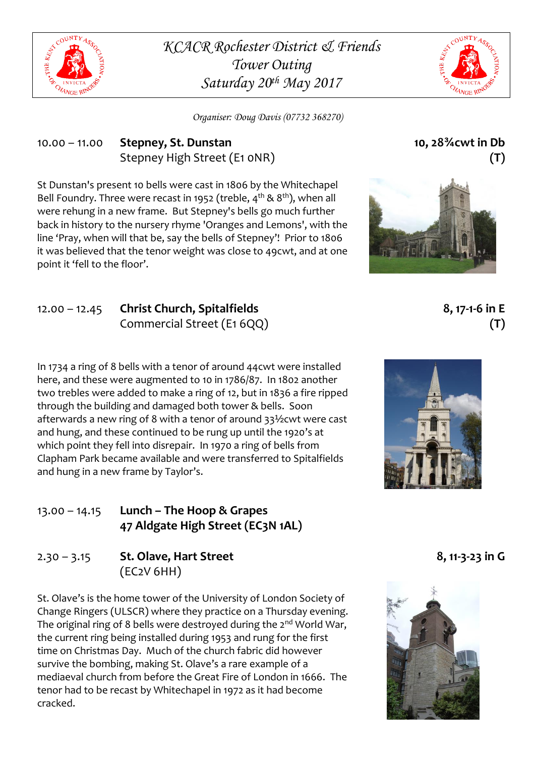# *KCACR Rochester District & Friends*
## *Tower Outing*
## *Saturday 20th May 2017*

*Organiser: Doug Davis (07732 368270)*

10.00 – 11.00 **Stepney, St. Dunstan** — **10, 28¾cwt in Db (T)**
Stepney High Street (E1 0NR)

St Dunstan's present 10 bells were cast in 1806 by the Whitechapel Bell Foundry. Three were recast in 1952 (treble, 4th & 8th), when all were rehung in a new frame. But Stepney's bells go much further back in history to the nursery rhyme 'Oranges and Lemons', with the line 'Pray, when will that be, say the bells of Stepney'! Prior to 1806 it was believed that the tenor weight was close to 49cwt, and at one point it 'fell to the floor'.

12.00 – 12.45 **Christ Church, Spitalfields** — **8, 17-1-6 in E (T)**
Commercial Street (E1 6QQ)

In 1734 a ring of 8 bells with a tenor of around 44cwt were installed here, and these were augmented to 10 in 1786/87. In 1802 another two trebles were added to make a ring of 12, but in 1836 a fire ripped through the building and damaged both tower & bells. Soon afterwards a new ring of 8 with a tenor of around 33½cwt were cast and hung, and these continued to be rung up until the 1920's at which point they fell into disrepair. In 1970 a ring of bells from Clapham Park became available and were transferred to Spitalfields and hung in a new frame by Taylor's.

13.00 – 14.15 **Lunch – The Hoop & Grapes**
**47 Aldgate High Street (EC3N 1AL)**

2.30 – 3.15 **St. Olave, Hart Street** — **8, 11-3-23 in G**
(EC2V 6HH)

St. Olave's is the home tower of the University of London Society of Change Ringers (ULSCR) where they practice on a Thursday evening. The original ring of 8 bells were destroyed during the 2nd World War, the current ring being installed during 1953 and rung for the first time on Christmas Day. Much of the church fabric did however survive the bombing, making St. Olave's a rare example of a mediaeval church from before the Great Fire of London in 1666. The tenor had to be recast by Whitechapel in 1972 as it had become cracked.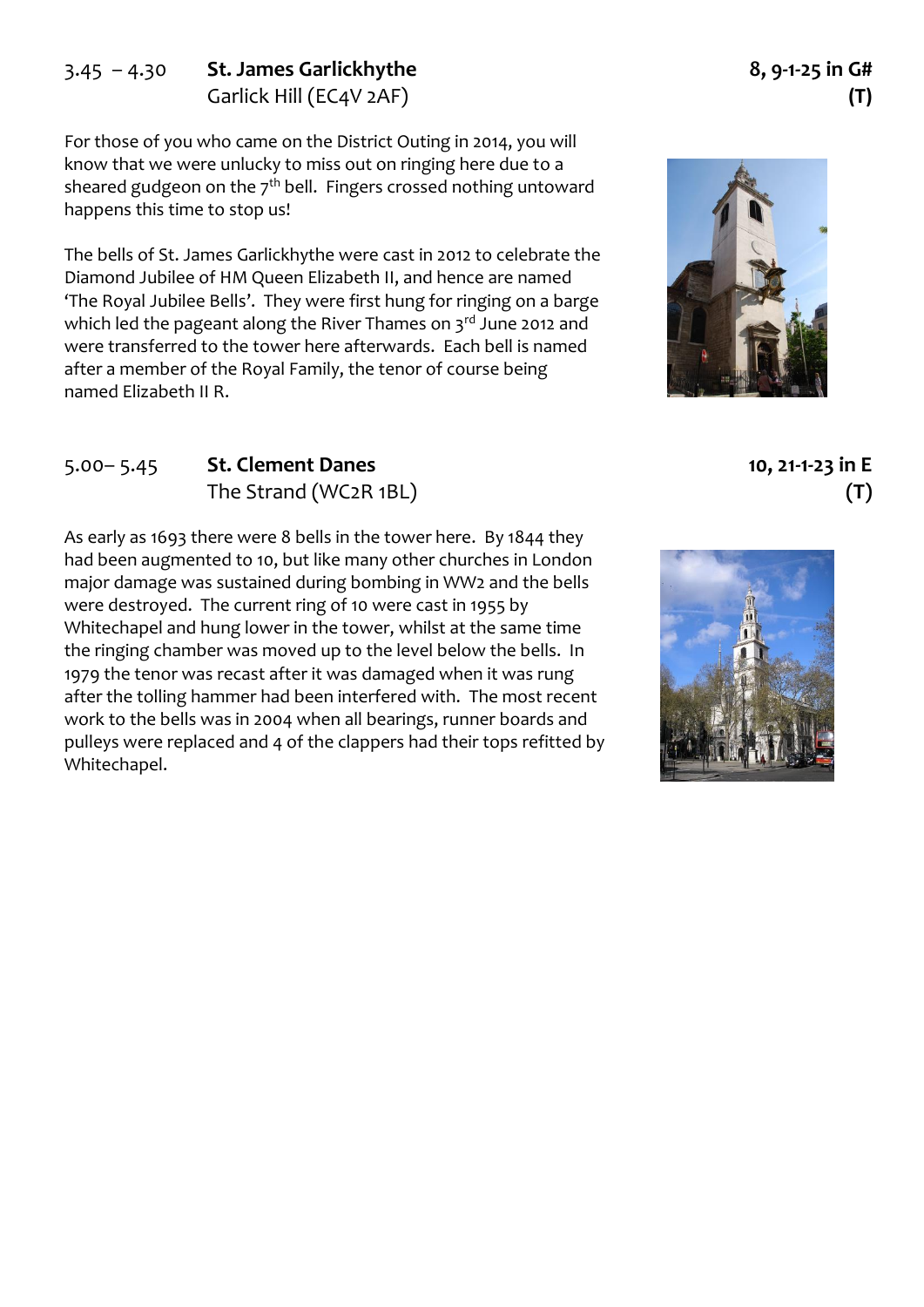## 3.45 – 4.30 **St. James Garlickhythe**

Garlick Hill (EC4V 2AF)

**8, 9-1-25 in G#**
**(T)**

For those of you who came on the District Outing in 2014, you will know that we were unlucky to miss out on ringing here due to a sheared gudgeon on the $7^{th}$ bell. Fingers crossed nothing untoward happens this time to stop us!

The bells of St. James Garlickhythe were cast in 2012 to celebrate the Diamond Jubilee of HM Queen Elizabeth II, and hence are named 'The Royal Jubilee Bells'. They were first hung for ringing on a barge which led the pageant along the River Thames on $3^{rd}$ June 2012 and were transferred to the tower here afterwards. Each bell is named after a member of the Royal Family, the tenor of course being named Elizabeth II R.

## 5.00– 5.45 **St. Clement Danes**

The Strand (WC2R 1BL)

**10, 21-1-23 in E**
**(T)**

As early as 1693 there were 8 bells in the tower here. By 1844 they had been augmented to 10, but like many other churches in London major damage was sustained during bombing in WW2 and the bells were destroyed. The current ring of 10 were cast in 1955 by Whitechapel and hung lower in the tower, whilst at the same time the ringing chamber was moved up to the level below the bells. In 1979 the tenor was recast after it was damaged when it was rung after the tolling hammer had been interfered with. The most recent work to the bells was in 2004 when all bearings, runner boards and pulleys were replaced and 4 of the clappers had their tops refitted by Whitechapel.